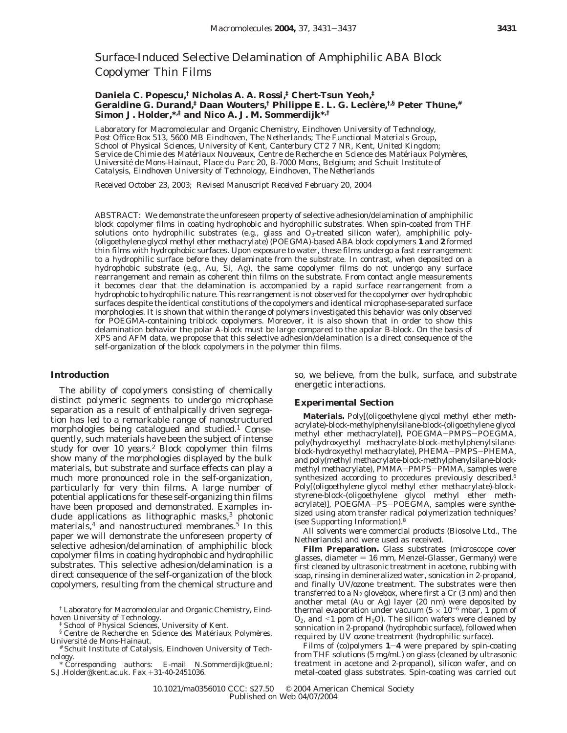# Surface-Induced Selective Delamination of Amphiphilic ABA Block Copolymer Thin Films

**Daniela C. Popescu,[†] Nicholas A. A. Rossi,[‡] Chert-Tsun Yeoh,[‡] Geraldine G. Durand,[‡] Daan Wouters,[†] Philippe E. L. G. Leclère,[†,§] Peter Thüne,[#] Simon J. Holder,*[,‡] and Nico A. J. M. Sommerdijk*[,†]**

*Laboratory for Macromolecular and Organic Chemistry, Eindhoven University of Technology, Post Office Box 513, 5600 MB Eindhoven, The Netherlands; The Functional Materials Group, School of Physical Sciences, University of Kent, Canterbury CT2 7 NR, Kent, United Kingdom; Service de Chimie des Matériaux Nouveaux, Centre de Recherche en Science des Matériaux Polymères, Université de Mons-Hainaut, Place du Parc 20, B-7000 Mons, Belgium; and Schuit Institute of Catalysis, Eindhoven University of Technology, Eindhoven, The Netherlands*

*Received October 23, 2003; Revised Manuscript Received February 20, 2004*

ABSTRACT: We demonstrate the unforeseen property of selective adhesion/delamination of amphiphilic block copolymer films in coating hydrophobic and hydrophilic substrates. When spin-coated from THF solutions onto hydrophilic substrates (e.g., glass and $O_3$-treated silicon wafer), amphiphilic poly(oligoethylene glycol methyl ether methacrylate) (POEGMA)-based ABA block copolymers **1** and **2** formed thin films with hydrophobic surfaces. Upon exposure to water, these films undergo a fast rearrangement to a hydrophilic surface before they delaminate from the substrate. In contrast, when deposited on a hydrophobic substrate (e.g., Au, Si, Ag), the same copolymer films do not undergo any surface rearrangement and remain as coherent thin films on the substrate. From contact angle measurements it becomes clear that the delamination is accompanied by a rapid surface rearrangement from a hydrophobic to hydrophilic nature. This rearrangement is not observed for the copolymer over hydrophobic surfaces despite the identical constitutions of the copolymers and identical microphase-separated surface morphologies. It is shown that within the range of polymers investigated this behavior was only observed for POEGMA-containing triblock copolymers. Moreover, it is also shown that in order to show this delamination behavior the polar A-block must be large compared to the apolar B-block. On the basis of XPS and AFM data, we propose that this selective adhesion/delamination is a direct consequence of the self-organization of the block copolymers in the polymer thin films.

## Introduction

The ability of copolymers consisting of chemically distinct polymeric segments to undergo microphase separation as a result of enthalpically driven segregation has led to a remarkable range of nanostructured morphologies being catalogued and studied.[1] Consequently, such materials have been the subject of intense study for over 10 years.[2] Block copolymer thin films show many of the morphologies displayed by the bulk materials, but substrate and surface effects can play a much more pronounced role in the self-organization, particularly for very thin films. A large number of potential applications for these self-organizing thin films have been proposed and demonstrated. Examples include applications as lithographic masks,[3] photonic materials,[4] and nanostructured membranes.[5] In this paper we will demonstrate the unforeseen property of selective adhesion/delamination of amphiphilic block copolymer films in coating hydrophobic and hydrophilic substrates. This selective adhesion/delamination is a direct consequence of the self-organization of the block copolymers, resulting from the chemical structure and so, we believe, from the bulk, surface, and substrate energetic interactions.

## Experimental Section

**Materials.** Poly[(oligoethylene glycol methyl ether methacrylate)-block-methylphenylsilane-block-(oligoethylene glycol methyl ether methacrylate)], POEGMA–PMPS–POEGMA, poly(hydroxyethyl methacrylate-block-methylphenylsilane-block-hydroxyethyl methacrylate), PHEMA–PMPS–PHEMA, and poly(methyl methacrylate-block-methylphenylsilane-block-methyl methacrylate), PMMA–PMPS–PMMA, samples were synthesized according to procedures previously described.[6] Poly[(oligoethylene glycol methyl ether methacrylate)-block-styrene-block-(oligoethylene glycol methyl ether methacrylate)], POEGMA–PS–POEGMA, samples were synthesized using atom transfer radical polymerization techniques[7] (see Supporting Information).[8]

All solvents were commercial products (Biosolve Ltd., The Netherlands) and were used as received.

**Film Preparation.** Glass substrates (microscope cover glasses, diameter = 16 mm, Menzel-Glasser, Germany) were first cleaned by ultrasonic treatment in acetone, rubbing with soap, rinsing in demineralized water, sonication in 2-propanol, and finally UV/ozone treatment. The substrates were then transferred to a $N_2$ glovebox, where first a Cr (3 nm) and then another metal (Au or Ag) layer (20 nm) were deposited by thermal evaporation under vacuum ($5 \times 10^{-6}$ mbar, 1 ppm of $O_2$, and <1 ppm of $H_2O$). The silicon wafers were cleaned by sonnication in 2-propanol (hydrophobic surface), followed when required by UV ozone treatment (hydrophilic surface).

Films of (co)polymers **1**–**4** were prepared by spin-coating from THF solutions (5 mg/mL) on glass (cleaned by ultrasonic treatment in acetone and 2-propanol), silicon wafer, and on metal-coated glass substrates. Spin-coating was carried out

[†] Laboratory for Macromolecular and Organic Chemistry, Eindhoven University of Technology.
[‡] School of Physical Sciences, University of Kent.
[§] Centre de Recherche en Science des Matériaux Polymères, Université de Mons-Hainaut.
[#] Schuit Institute of Catalysis, Eindhoven University of Technology.
\* Corresponding authors: E-mail N.Sommerdijk@tue.nl; S.J.Holder@kent.ac.uk. Fax +31-40-2451036.

10.1021/ma0356010 CCC: $27.50 © 2004 American Chemical Society
Published on Web 04/07/2004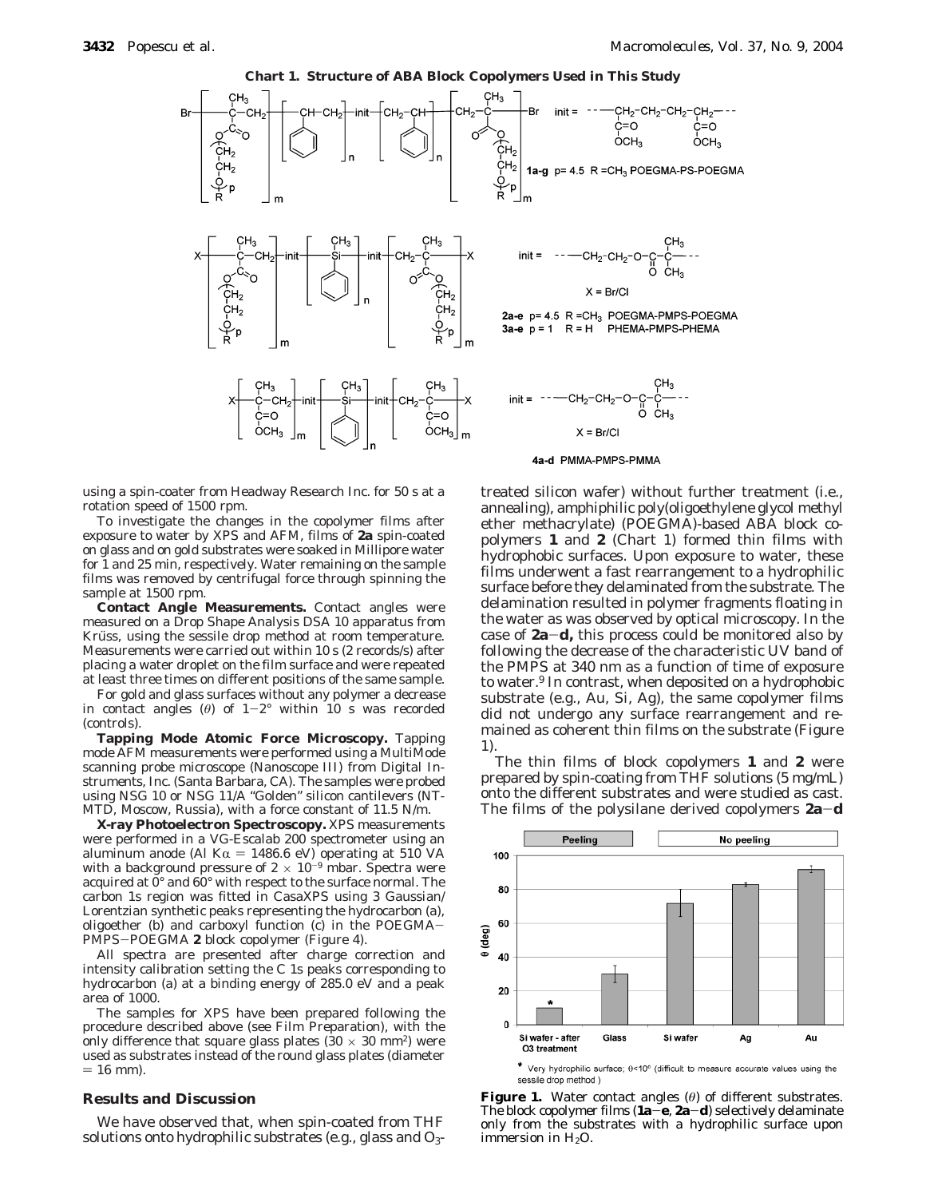**Chart 1. Structure of ABA Block Copolymers Used in This Study**

**1a–g** p = 4.5 R = $CH_3$ POEGMA-PS-POEGMA

**2a–e** p = 4.5 R = $CH_3$ POEGMA-PMPS-POEGMA
**3a–e** p = 1 R = H PHEMA-PMPS-PHEMA

X = Br/Cl

**4a–d** PMMA-PMPS-PMMA

using a spin-coater from Headway Research Inc. for 50 s at a rotation speed of 1500 rpm.

To investigate the changes in the copolymer films after exposure to water by XPS and AFM, films of **2a** spin-coated on glass and on gold substrates were soaked in Millipore water for 1 and 25 min, respectively. Water remaining on the sample films was removed by centrifugal force through spinning the sample at 1500 rpm.

**Contact Angle Measurements.** Contact angles were measured on a Drop Shape Analysis DSA 10 apparatus from Krüss, using the sessile drop method at room temperature. Measurements were carried out within 10 s (2 records/s) after placing a water droplet on the film surface and were repeated at least three times on different positions of the same sample.

For gold and glass surfaces without any polymer a decrease in contact angles ($\theta$) of 1–2° within 10 s was recorded (controls).

**Tapping Mode Atomic Force Microscopy.** Tapping mode AFM measurements were performed using a MultiMode scanning probe microscope (Nanoscope III) from Digital Instruments, Inc. (Santa Barbara, CA). The samples were probed using NSG 10 or NSG 11/A "Golden" silicon cantilevers (NT-MTD, Moscow, Russia), with a force constant of 11.5 N/m.

**X-ray Photoelectron Spectroscopy.** XPS measurements were performed in a VG-Escalab 200 spectrometer using an aluminum anode (Al K$\alpha$ = 1486.6 eV) operating at 510 VA with a background pressure of $2 \times 10^{-9}$ mbar. Spectra were acquired at 0° and 60° with respect to the surface normal. The carbon 1s region was fitted in CasaXPS using 3 Gaussian/Lorentzian synthetic peaks representing the hydrocarbon (a), oligoether (b) and carboxyl function (c) in the POEGMA–PMPS–POEGMA **2** block copolymer (Figure 4).

All spectra are presented after charge correction and intensity calibration setting the C 1s peaks corresponding to hydrocarbon (a) at a binding energy of 285.0 eV and a peak area of 1000.

The samples for XPS have been prepared following the procedure described above (see Film Preparation), with the only difference that square glass plates (30 × 30 mm²) were used as substrates instead of the round glass plates (diameter = 16 mm).

## Results and Discussion

We have observed that, when spin-coated from THF solutions onto hydrophilic substrates (e.g., glass and $O_3$-treated silicon wafer) without further treatment (i.e., annealing), amphiphilic poly(oligoethylene glycol methyl ether methacrylate) (POEGMA)-based ABA block copolymers **1** and **2** (Chart 1) formed thin films with hydrophobic surfaces. Upon exposure to water, these films underwent a fast rearrangement to a hydrophilic surface before they delaminated from the substrate. The delamination resulted in polymer fragments floating in the water as was observed by optical microscopy. In the case of **2a–d,** this process could be monitored also by following the decrease of the characteristic UV band of the PMPS at 340 nm as a function of time of exposure to water.[9] In contrast, when deposited on a hydrophobic substrate (e.g., Au, Si, Ag), the same copolymer films did not undergo any surface rearrangement and remained as coherent thin films on the substrate (Figure 1).

The thin films of block copolymers **1** and **2** were prepared by spin-coating from THF solutions (5 mg/mL) onto the different substrates and were studied as cast. The films of the polysilane derived copolymers **2a–d**

**Figure 1.** Water contact angles ($\theta$) of different substrates. The block copolymer films (**1a–e**, **2a–d**) selectively delaminate only from the substrates with a hydrophilic surface upon immersion in $H_2O$.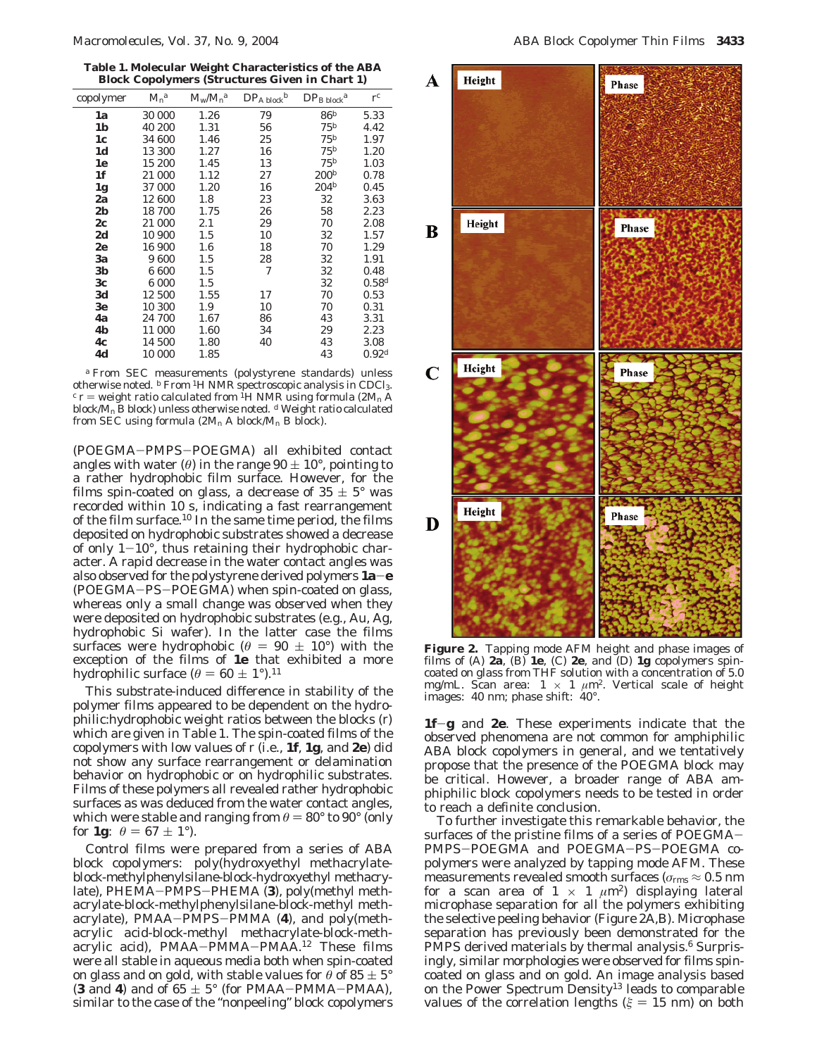**Table 1. Molecular Weight Characteristics of the ABA Block Copolymers (Structures Given in Chart 1)**

| copolymer | $M_n$[a] | $M_w/M_n$[a] | $DP_{A\ block}$[b] | $DP_{B\ block}$[a] | r[c] |
|---|---|---|---|---|---|
| **1a** | 30 000 | 1.26 | 79 | 86[b] | 5.33 |
| **1b** | 40 200 | 1.31 | 56 | 75[b] | 4.42 |
| **1c** | 34 600 | 1.46 | 25 | 75[b] | 1.97 |
| **1d** | 13 300 | 1.27 | 16 | 75[b] | 1.20 |
| **1e** | 15 200 | 1.45 | 13 | 75[b] | 1.03 |
| **1f** | 21 000 | 1.12 | 27 | 200[b] | 0.78 |
| **1g** | 37 000 | 1.20 | 16 | 204[b] | 0.45 |
| **2a** | 12 600 | 1.8 | 23 | 32 | 3.63 |
| **2b** | 18 700 | 1.75 | 26 | 58 | 2.23 |
| **2c** | 21 000 | 2.1 | 29 | 70 | 2.08 |
| **2d** | 10 900 | 1.5 | 10 | 32 | 1.57 |
| **2e** | 16 900 | 1.6 | 18 | 70 | 1.29 |
| **3a** | 9 600 | 1.5 | 28 | 32 | 1.91 |
| **3b** | 6 600 | 1.5 | 7 | 32 | 0.48 |
| **3c** | 6 000 | 1.5 | | 32 | 0.58[d] |
| **3d** | 12 500 | 1.55 | 17 | 70 | 0.53 |
| **3e** | 10 300 | 1.9 | 10 | 70 | 0.31 |
| **4a** | 24 700 | 1.67 | 86 | 43 | 3.31 |
| **4b** | 11 000 | 1.60 | 34 | 29 | 2.23 |
| **4c** | 14 500 | 1.80 | 40 | 43 | 3.08 |
| **4d** | 10 000 | 1.85 | | 43 | 0.92[d] |

[a] From SEC measurements (polystyrene standards) unless otherwise noted. [b] From $^1$H NMR spectroscopic analysis in $CDCl_3$. [c] r = weight ratio calculated from $^1$H NMR using formula ($2M_n$ A block/$M_n$ B block) unless otherwise noted. [d] Weight ratio calculated from SEC using formula ($2M_n$ A block/$M_n$ B block).

(POEGMA−PMPS−POEGMA) all exhibited contact angles with water ($\theta$) in the range $90 \pm 10°$, pointing to a rather hydrophobic film surface. However, for the films spin-coated on glass, a decrease of $35 \pm 5°$ was recorded within 10 s, indicating a fast rearrangement of the film surface.[10] In the same time period, the films deposited on hydrophobic substrates showed a decrease of only 1−10°, thus retaining their hydrophobic character. A rapid decrease in the water contact angles was also observed for the polystyrene derived polymers **1a**−**e** (POEGMA−PS−POEGMA) when spin-coated on glass, whereas only a small change was observed when they were deposited on hydrophobic substrates (e.g., Au, Ag, hydrophobic Si wafer). In the latter case the films surfaces were hydrophobic ($\theta = 90 \pm 10°$) with the exception of the films of **1e** that exhibited a more hydrophilic surface ($\theta = 60 \pm 1°$).[11]

This substrate-induced difference in stability of the polymer films appeared to be dependent on the hydrophilic:hydrophobic weight ratios between the blocks (r) which are given in Table 1. The spin-coated films of the copolymers with low values of r (i.e., **1f**, **1g**, and **2e**) did not show any surface rearrangement or delamination behavior on hydrophobic or on hydrophilic substrates. Films of these polymers all revealed rather hydrophobic surfaces as was deduced from the water contact angles, which were stable and ranging from $\theta = 80°$ to 90° (only for **1g**: $\theta = 67 \pm 1°$).

Control films were prepared from a series of ABA block copolymers: poly(hydroxyethyl methacrylate-*block*-methylphenylsilane-*block*-hydroxyethyl methacrylate), PHEMA−PMPS−PHEMA (**3**), poly(methyl methacrylate-*block*-methylphenylsilane-*block*-methyl methacrylate), PMMA−PMPS−PMMA (**4**), and poly(methacrylic acid-*block*-methyl methacrylate-*block*-methacrylic acid), PMAA−PMMA−PMAA.[12] These films were all stable in aqueous media both when spin-coated on glass and on gold, with stable values for $\theta$ of $85 \pm 5°$ (**3** and **4**) and of $65 \pm 5°$ (for PMAA−PMMA−PMAA), similar to the case of the "nonpeeling" block copolymers **1f**−**g** and **2e**. These experiments indicate that the observed phenomena are not common for amphiphilic ABA block copolymers in general, and we tentatively propose that the presence of the POEGMA block may be critical. However, a broader range of ABA amphiphilic block copolymers needs to be tested in order to reach a definite conclusion.

To further investigate this remarkable behavior, the surfaces of the pristine films of a series of POEGMA−PMPS−POEGMA and POEGMA−PS−POEGMA copolymers were analyzed by tapping mode AFM. These measurements revealed smooth surfaces ($\sigma_{rms} \approx 0.5$ nm for a scan area of $1 \times 1\ \mu m^2$) displaying lateral microphase separation for all the polymers exhibiting the selective peeling behavior (Figure 2A,B). Microphase separation has previously been demonstrated for the PMPS derived materials by thermal analysis.[6] Surprisingly, similar morphologies were observed for films spin-coated on glass and on gold. An image analysis based on the Power Spectrum Density[13] leads to comparable values of the correlation lengths ($\xi = 15$ nm) on both

**Figure 2.** Tapping mode AFM height and phase images of films of (A) **2a**, (B) **1e**, (C) **2e**, and (D) **1g** copolymers spin-coated on glass from THF solution with a concentration of 5.0 mg/mL. Scan area: $1 \times 1\ \mu m^2$. Vertical scale of height images: 40 nm; phase shift: 40°.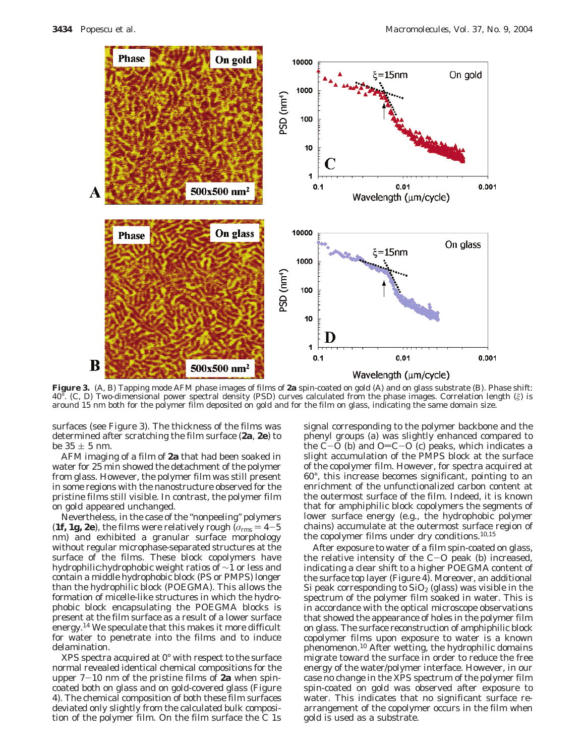**Figure 3.** (A, B) Tapping mode AFM phase images of films of **2a** spin-coated on gold (A) and on glass substrate (B). Phase shift: 40°. (C, D) Two-dimensional power spectral density (PSD) curves calculated from the phase images. Correlation length ($\xi$) is around 15 nm both for the polymer film deposited on gold and for the film on glass, indicating the same domain size.

surfaces (see Figure 3). The thickness of the films was determined after scratching the film surface (**2a**, **2e**) to be 35 ± 5 nm.

AFM imaging of a film of **2a** that had been soaked in water for 25 min showed the detachment of the polymer from glass. However, the polymer film was still present in some regions with the nanostructure observed for the pristine films still visible. In contrast, the polymer film on gold appeared unchanged.

Nevertheless, in the case of the "nonpeeling" polymers (**1f, 1g, 2e**), the films were relatively rough ($\sigma_{rms}$ = 4−5 nm) and exhibited a granular surface morphology without regular microphase-separated structures at the surface of the films. These block copolymers have hydrophilic:hydrophobic weight ratios of ~1 or less and contain a middle hydrophobic block (PS or PMPS) longer than the hydrophilic block (POEGMA). This allows the formation of micelle-like structures in which the hydrophobic block encapsulating the POEGMA blocks is present at the film surface as a result of a lower surface energy.[14] We speculate that this makes it more difficult for water to penetrate into the films and to induce delamination.

XPS spectra acquired at 0° with respect to the surface normal revealed identical chemical compositions for the upper 7−10 nm of the pristine films of **2a** when spin-coated both on glass and on gold-covered glass (Figure 4). The chemical composition of both these film surfaces deviated only slightly from the calculated bulk composition of the polymer film. On the film surface the C 1s signal corresponding to the polymer backbone and the phenyl groups (a) was slightly enhanced compared to the C−O (b) and O═C−O (c) peaks, which indicates a slight accumulation of the PMPS block at the surface of the copolymer film. However, for spectra acquired at 60°, this increase becomes significant, pointing to an enrichment of the unfunctionalized carbon content at the outermost surface of the film. Indeed, it is known that for amphiphilic block copolymers the segments of lower surface energy (e.g., the hydrophobic polymer chains) accumulate at the outermost surface region of the copolymer films under dry conditions.[10,15]

After exposure to water of a film spin-coated on glass, the relative intensity of the C−O peak (b) increased, indicating a clear shift to a higher POEGMA content of the surface top layer (Figure 4). Moreover, an additional Si peak corresponding to $SiO_2$ (glass) was visible in the spectrum of the polymer film soaked in water. This is in accordance with the optical microscope observations that showed the appearance of holes in the polymer film on glass. The surface reconstruction of amphiphilic block copolymer films upon exposure to water is a known phenomenon.[10] After wetting, the hydrophilic domains migrate toward the surface in order to reduce the free energy of the water/polymer interface. However, in our case no change in the XPS spectrum of the polymer film spin-coated on gold was observed after exposure to water. This indicates that no significant surface rearrangement of the copolymer occurs in the film when gold is used as a substrate.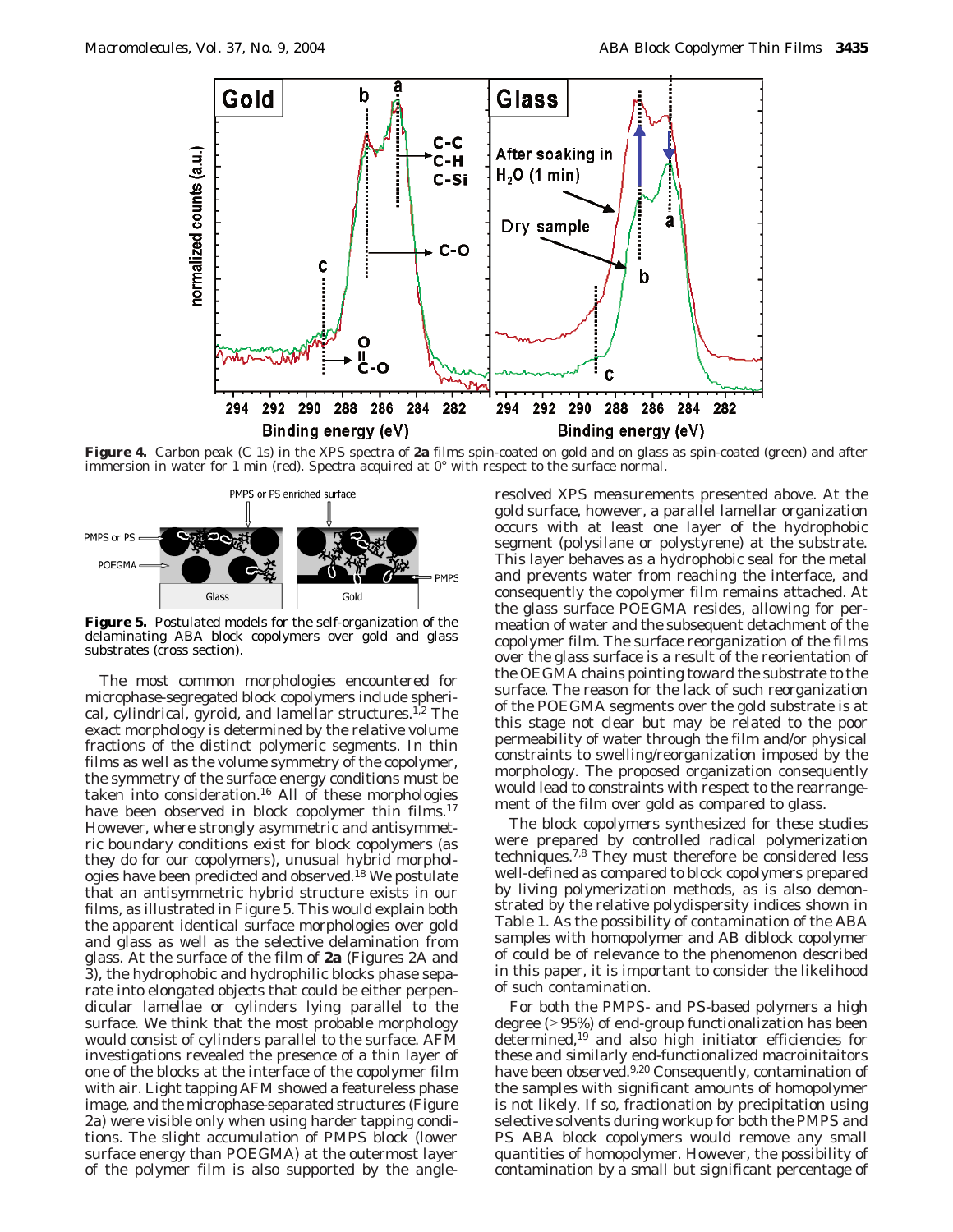**Figure 4.** Carbon peak (C 1s) in the XPS spectra of **2a** films spin-coated on gold and on glass as spin-coated (green) and after immersion in water for 1 min (red). Spectra acquired at 0° with respect to the surface normal.

**Figure 5.** Postulated models for the self-organization of the delaminating ABA block copolymers over gold and glass substrates (cross section).

The most common morphologies encountered for microphase-segregated block copolymers include spherical, cylindrical, gyroid, and lamellar structures.[1,2] The exact morphology is determined by the relative volume fractions of the distinct polymeric segments. In thin films as well as the volume symmetry of the copolymer, the symmetry of the surface energy conditions must be taken into consideration.[16] All of these morphologies have been observed in block copolymer thin films.[17] However, where strongly asymmetric and antisymmetric boundary conditions exist for block copolymers (as they do for our copolymers), unusual hybrid morphologies have been predicted and observed.[18] We postulate that an antisymmetric hybrid structure exists in our films, as illustrated in Figure 5. This would explain both the apparent identical surface morphologies over gold and glass as well as the selective delamination from glass. At the surface of the film of **2a** (Figures 2A and 3), the hydrophobic and hydrophilic blocks phase separate into elongated objects that could be either perpendicular lamellae or cylinders lying parallel to the surface. We think that the most probable morphology would consist of cylinders parallel to the surface. AFM investigations revealed the presence of a thin layer of one of the blocks at the interface of the copolymer film with air. Light tapping AFM showed a featureless phase image, and the microphase-separated structures (Figure 2a) were visible only when using harder tapping conditions. The slight accumulation of PMPS block (lower surface energy than POEGMA) at the outermost layer of the polymer film is also supported by the angle-resolved XPS measurements presented above. At the gold surface, however, a parallel lamellar organization occurs with at least one layer of the hydrophobic segment (polysilane or polystyrene) at the substrate. This layer behaves as a hydrophobic seal for the metal and prevents water from reaching the interface, and consequently the copolymer film remains attached. At the glass surface POEGMA resides, allowing for permeation of water and the subsequent detachment of the copolymer film. The surface reorganization of the films over the glass surface is a result of the reorientation of the OEGMA chains pointing toward the substrate to the surface. The reason for the lack of such reorganization of the POEGMA segments over the gold substrate is at this stage not clear but may be related to the poor permeability of water through the film and/or physical constraints to swelling/reorganization imposed by the morphology. The proposed organization consequently would lead to constraints with respect to the rearrangement of the film over gold as compared to glass.

The block copolymers synthesized for these studies were prepared by controlled radical polymerization techniques.[7,8] They must therefore be considered less well-defined as compared to block copolymers prepared by living polymerization methods, as is also demonstrated by the relative polydispersity indices shown in Table 1. As the possibility of contamination of the ABA samples with homopolymer and AB diblock copolymer of could be of relevance to the phenomenon described in this paper, it is important to consider the likelihood of such contamination.

For both the PMPS- and PS-based polymers a high degree (>95%) of end-group functionalization has been determined,[19] and also high initiator efficiencies for these and similarly end-functionalized macroinitaitors have been observed.[9,20] Consequently, contamination of the samples with significant amounts of homopolymer is not likely. If so, fractionation by precipitation using selective solvents during workup for both the PMPS and PS ABA block copolymers would remove any small quantities of homopolymer. However, the possibility of contamination by a small but significant percentage of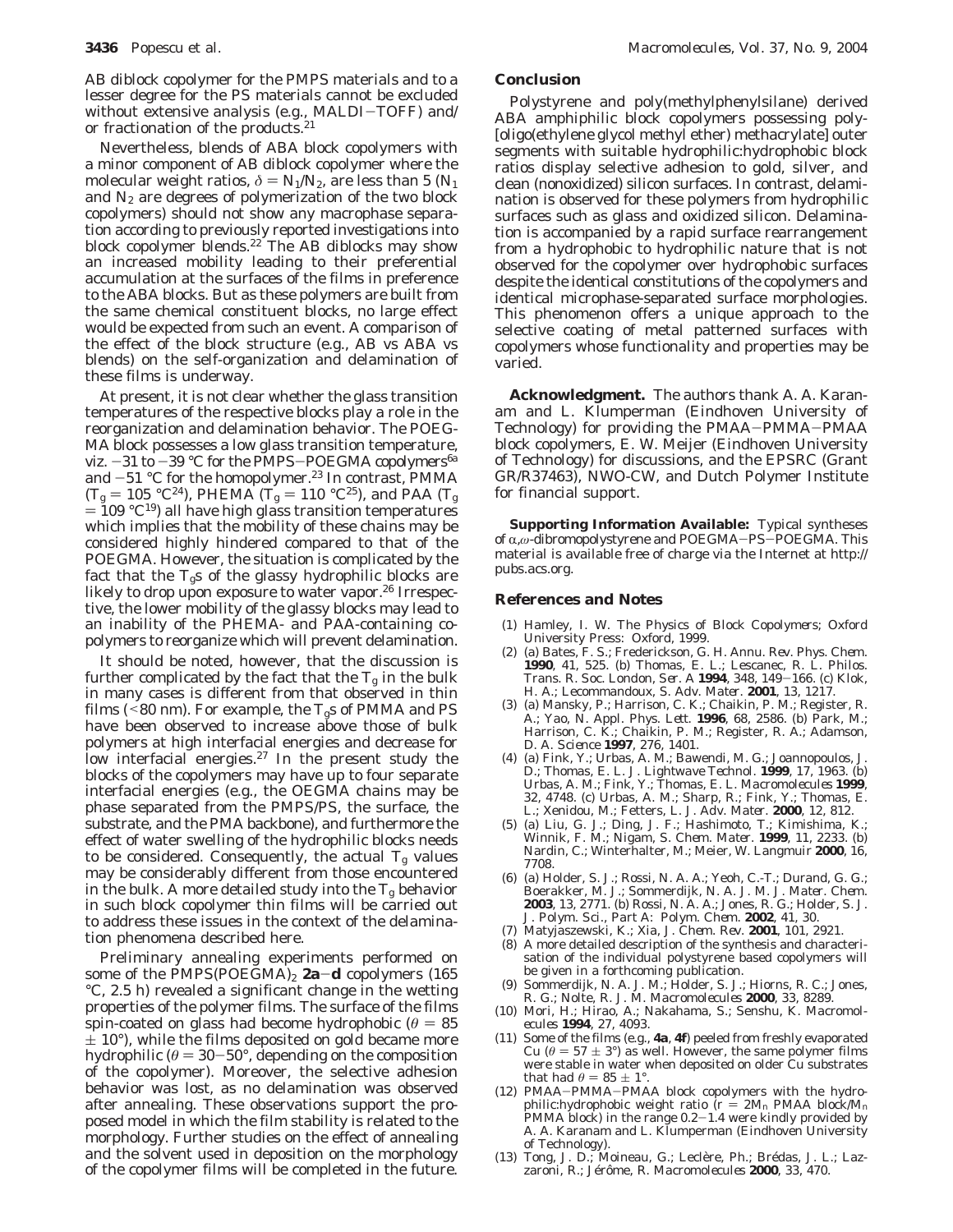AB diblock copolymer for the PMPS materials and to a lesser degree for the PS materials cannot be excluded without extensive analysis (e.g., MALDI–TOFF) and/or fractionation of the products.[21]

Nevertheless, blends of ABA block copolymers with a minor component of AB diblock copolymer where the molecular weight ratios, $\delta = N_1/N_2$, are less than 5 ($N_1$ and $N_2$ are degrees of polymerization of the two block copolymers) should not show any macrophase separation according to previously reported investigations into block copolymer blends.[22] The AB diblocks may show an increased mobility leading to their preferential accumulation at the surfaces of the films in preference to the ABA blocks. But as these polymers are built from the same chemical constituent blocks, no large effect would be expected from such an event. A comparison of the effect of the block structure (e.g., AB vs ABA vs blends) on the self-organization and delamination of these films is underway.

At present, it is not clear whether the glass transition temperatures of the respective blocks play a role in the reorganization and delamination behavior. The POEGMA block possesses a low glass transition temperature, viz. −31 to −39 °C for the PMPS–POEGMA copolymers[6a] and −51 °C for the homopolymer.[23] In contrast, PMMA ($T_g$ = 105 °C[24]), PHEMA ($T_g$ = 110 °C[25]), and PAA ($T_g$ = 109 °C[19]) all have high glass transition temperatures which implies that the mobility of these chains may be considered highly hindered compared to that of the POEGMA. However, the situation is complicated by the fact that the $T_g$s of the glassy hydrophilic blocks are likely to drop upon exposure to water vapor.[26] Irrespective, the lower mobility of the glassy blocks may lead to an inability of the PHEMA- and PAA-containing copolymers to reorganize which will prevent delamination.

It should be noted, however, that the discussion is further complicated by the fact that the $T_g$ in the bulk in many cases is different from that observed in thin films (<80 nm). For example, the $T_g$s of PMMA and PS have been observed to increase above those of bulk polymers at high interfacial energies and decrease for low interfacial energies.[27] In the present study the blocks of the copolymers may have up to four separate interfacial energies (e.g., the OEGMA chains may be phase separated from the PMPS/PS, the surface, the substrate, and the PMA backbone), and furthermore the effect of water swelling of the hydrophilic blocks needs to be considered. Consequently, the actual $T_g$ values may be considerably different from those encountered in the bulk. A more detailed study into the $T_g$ behavior in such block copolymer thin films will be carried out to address these issues in the context of the delamination phenomena described here.

Preliminary annealing experiments performed on some of the $PMPS(POEGMA)_2$ **2a**–**d** copolymers (165 °C, 2.5 h) revealed a significant change in the wetting properties of the polymer films. The surface of the films spin-coated on glass had become hydrophobic ($\theta$ = 85 ± 10°), while the films deposited on gold became more hydrophilic ($\theta$ = 30–50°, depending on the composition of the copolymer). Moreover, the selective adhesion behavior was lost, as no delamination was observed after annealing. These observations support the proposed model in which the film stability is related to the morphology. Further studies on the effect of annealing and the solvent used in deposition on the morphology of the copolymer films will be completed in the future.

## Conclusion

Polystyrene and poly(methylphenylsilane) derived ABA amphiphilic block copolymers possessing poly[oligo(ethylene glycol methyl ether) methacrylate] outer segments with suitable hydrophilic:hydrophobic block ratios display selective adhesion to gold, silver, and clean (nonoxidized) silicon surfaces. In contrast, delamination is observed for these polymers from hydrophilic surfaces such as glass and oxidized silicon. Delamination is accompanied by a rapid surface rearrangement from a hydrophobic to hydrophilic nature that is not observed for the copolymer over hydrophobic surfaces despite the identical constitutions of the copolymers and identical microphase-separated surface morphologies. This phenomenon offers a unique approach to the selective coating of metal patterned surfaces with copolymers whose functionality and properties may be varied.

**Acknowledgment.** The authors thank A. A. Karanam and L. Klumperman (Eindhoven University of Technology) for providing the PMAA–PMMA–PMAA block copolymers, E. W. Meijer (Eindhoven University of Technology) for discussions, and the EPSRC (Grant GR/R37463), NWO-CW, and Dutch Polymer Institute for financial support.

**Supporting Information Available:** Typical syntheses of α,ω-dibromopolystyrene and POEGMA–PS–POEGMA. This material is available free of charge via the Internet at http://pubs.acs.org.

## References and Notes

(1) Hamley, I. W. *The Physics of Block Copolymers*; Oxford University Press: Oxford, 1999.
(2) (a) Bates, F. S.; Frederickson, G. H. *Annu. Rev. Phys. Chem.* **1990**, 41, 525. (b) Thomas, E. L.; Lescanec, R. L. *Philos. Trans. R. Soc. London, Ser. A* **1994**, 348, 149–166. (c) Klok, H. A.; Lecommandoux, S. *Adv. Mater.* **2001**, 13, 1217.
(3) (a) Mansky, P.; Harrison, C. K.; Chaikin, P. M.; Register, R. A.; Yao, N. *Appl. Phys. Lett.* **1996**, 68, 2586. (b) Park, M.; Harrison, C. K.; Chaikin, P. M.; Register, R. A.; Adamson, D. A. *Science* **1997**, 276, 1401.
(4) (a) Fink, Y.; Urbas, A. M.; Bawendi, M. G.; Joannopoulos, J. D.; Thomas, E. L. *J. Lightwave Technol.* **1999**, 17, 1963. (b) Urbas, A. M.; Fink, Y.; Thomas, E. L. *Macromolecules* **1999**, 32, 4748. (c) Urbas, A. M.; Sharp, R.; Fink, Y.; Thomas, E. L.; Xenidou, M.; Fetters, L. J. *Adv. Mater.* **2000**, 12, 812.
(5) (a) Liu, G. J.; Ding, J. F.; Hashimoto, T.; Kimishima, K.; Winnik, F. M.; Nigam, S. *Chem. Mater.* **1999**, 11, 2233. (b) Nardin, C.; Winterhalter, M.; Meier, W. *Langmuir* **2000**, 16, 7708.
(6) (a) Holder, S. J.; Rossi, N. A. A.; Yeoh, C.-T.; Durand, G. G.; Boerakker, M. J.; Sommerdijk, N. A. J. M. *J. Mater. Chem.* **2003**, 13, 2771. (b) Rossi, N. A. A.; Jones, R. G.; Holder, S. J. *J. Polym. Sci., Part A: Polym. Chem.* **2002**, 41, 30.
(7) Matyjaszewski, K.; Xia, J. *Chem. Rev.* **2001**, 101, 2921.
(8) A more detailed description of the synthesis and characterisation of the individual polystyrene based copolymers will be given in a forthcoming publication.
(9) Sommerdijk, N. A. J. M.; Holder, S. J.; Hiorns, R. C.; Jones, R. G.; Nolte, R. J. M. *Macromolecules* **2000**, 33, 8289.
(10) Mori, H.; Hirao, A.; Nakahama, S.; Senshu, K. *Macromolecules* **1994**, 27, 4093.
(11) Some of the films (e.g., **4a**, **4f**) peeled from freshly evaporated Cu ($\theta$ = 57 ± 3°) as well. However, the same polymer films were stable in water when deposited on older Cu substrates that had $\theta$ = 85 ± 1°.
(12) PMAA–PMMA–PMAA block copolymers with the hydrophilic:hydrophobic weight ratio ($r$ = 2$M_n$ PMAA block/$M_n$ PMMA block) in the range 0.2–1.4 were kindly provided by A. A. Karanam and L. Klumperman (Eindhoven University of Technology).
(13) Tong, J. D.; Moineau, G.; Leclère, Ph.; Brédas, J. L.; Lazzaroni, R.; Jérôme, R. *Macromolecules* **2000**, 33, 470.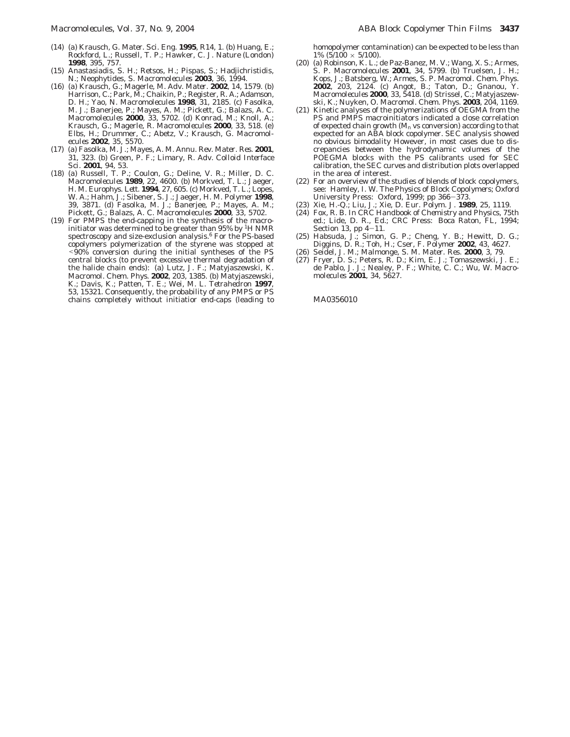(14) (a) Krausch, G. *Mater. Sci. Eng.* **1995**, R14, 1. (b) Huang, E.; Rockford, L.; Russell, T. P.; Hawker, C. J. *Nature (London)* **1998**, 395, 757.

(15) Anastasiadis, S. H.; Retsos, H.; Pispas, S.; Hadjichristidis, N.; Neophytides, S. *Macromolecules* **2003**, 36, 1994.

(16) (a) Krausch, G.; Magerle, M. *Adv. Mater.* **2002**, 14, 1579. (b) Harrison, C.; Park, M.; Chaikin, P.; Register, R. A.; Adamson, D. H.; Yao, N. *Macromolecules* **1998**, 31, 2185. (c) Fasolka, M. J.; Banerjee, P.; Mayes, A. M.; Pickett, G.; Balazs, A. C. *Macromolecules* **2000**, 33, 5702. (d) Konrad, M.; Knoll, A.; Krausch, G.; Magerle, R. *Macromolecules* **2000**, 33, 518. (e) Elbs, H.; Drummer, C.; Abetz, V.; Krausch, G. *Macromolecules* **2002**, 35, 5570.

(17) (a) Fasolka, M. J.; Mayes, A. M. *Annu. Rev. Mater. Res.* **2001**, 31, 323. (b) Green, P. F.; Limary, R. *Adv. Colloid Interface Sci.* **2001**, 94, 53.

(18) (a) Russell, T. P.; Coulon, G.; Deline, V. R.; Miller, D. C. *Macromolecules* **1989**, 22, 4600. (b) Morkved, T. L.; Jaeger, H. M. *Europhys. Lett.* **1994**, 27, 605. (c) Morkved, T. L.; Lopes, W. A.; Hahm, J.; Sibener, S. J.; Jaeger, H. M. *Polymer* **1998**, 39, 3871. (d) Fasolka, M. J.; Banerjee, P.; Mayes, A. M.; Pickett, G.; Balazs, A. C. *Macromolecules* **2000**, 33, 5702.

(19) For PMPS the end-capping in the synthesis of the macroinitiator was determined to be greater than 95% by $^1$H NMR spectroscopy and size-exclusion analysis.[6] For the PS-based copolymers polymerization of the styrene was stopped at <90% conversion during the initial syntheses of the PS central blocks (to prevent excessive thermal degradation of the halide chain ends): (a) Lutz, J. F.; Matyjaszewski, K. *Macromol. Chem. Phys.* **2002**, 203, 1385. (b) Matyjaszewski, K.; Davis, K.; Patten, T. E.; Wei, M. L. *Tetrahedron* **1997**, 53, 15321. Consequently, the probability of any PMPS or PS chains completely without initiatior end-caps (leading to homopolymer contamination) can be expected to be less than 1% (5/100 × 5/100).

(20) (a) Robinson, K. L.; de Paz-Banez, M. V.; Wang, X. S.; Armes, S. P. *Macromolecules* **2001**, 34, 5799. (b) Truelsen, J. H.; Kops, J.; Batsberg, W.; Armes, S. P. *Macromol. Chem. Phys.* **2002**, 203, 2124. (c) Angot, B.; Taton, D.; Gnanou, Y. *Macromolecules* **2000**, 33, 5418. (d) Strissel, C.; Matyjaszewski, K.; Nuyken, O. *Macromol. Chem. Phys.* **2003**, 204, 1169.

(21) Kinetic analyses of the polymerizations of OEGMA from the PS and PMPS macroinitiators indicated a close correlation of expected chain growth ($M_n$ vs conversion) according to that expected for an ABA block copolymer. SEC analysis showed no obvious bimodality However, in most cases due to discrepancies between the hydrodynamic volumes of the POEGMA blocks with the PS calibrants used for SEC calibration, the SEC curves and distribution plots overlapped in the area of interest.

(22) For an overview of the studies of blends of block copolymers, see: Hamley, I. W. *The Physics of Block Copolymers*; Oxford University Press: Oxford, 1999; pp 366–373.

(23) Xie, H.-Q.; Liu, J.; Xie, D. *Eur. Polym. J.* **1989**, 25, 1119.

(24) Fox, R. B. In *CRC Handbook of Chemistry and Physics*, 75th ed.; Lide, D. R., Ed.; CRC Press: Boca Raton, FL, 1994; Section 13, pp 4–11.

(25) Habsuda, J.; Simon, G. P.; Cheng, Y. B.; Hewitt, D. G.; Diggins, D. R.; Toh, H.; Cser, F. *Polymer* **2002**, 43, 4627.

(26) Seidel, J. M.; Malmonge, S. M. *Mater. Res.* **2000**, 3, 79.

(27) Fryer, D. S.; Peters, R. D.; Kim, E. J.; Tomaszewski, J. E.; de Pablo, J. J.; Nealey, P. F.; White, C. C.; Wu, W. *Macromolecules* **2001**, 34, 5627.

MA0356010